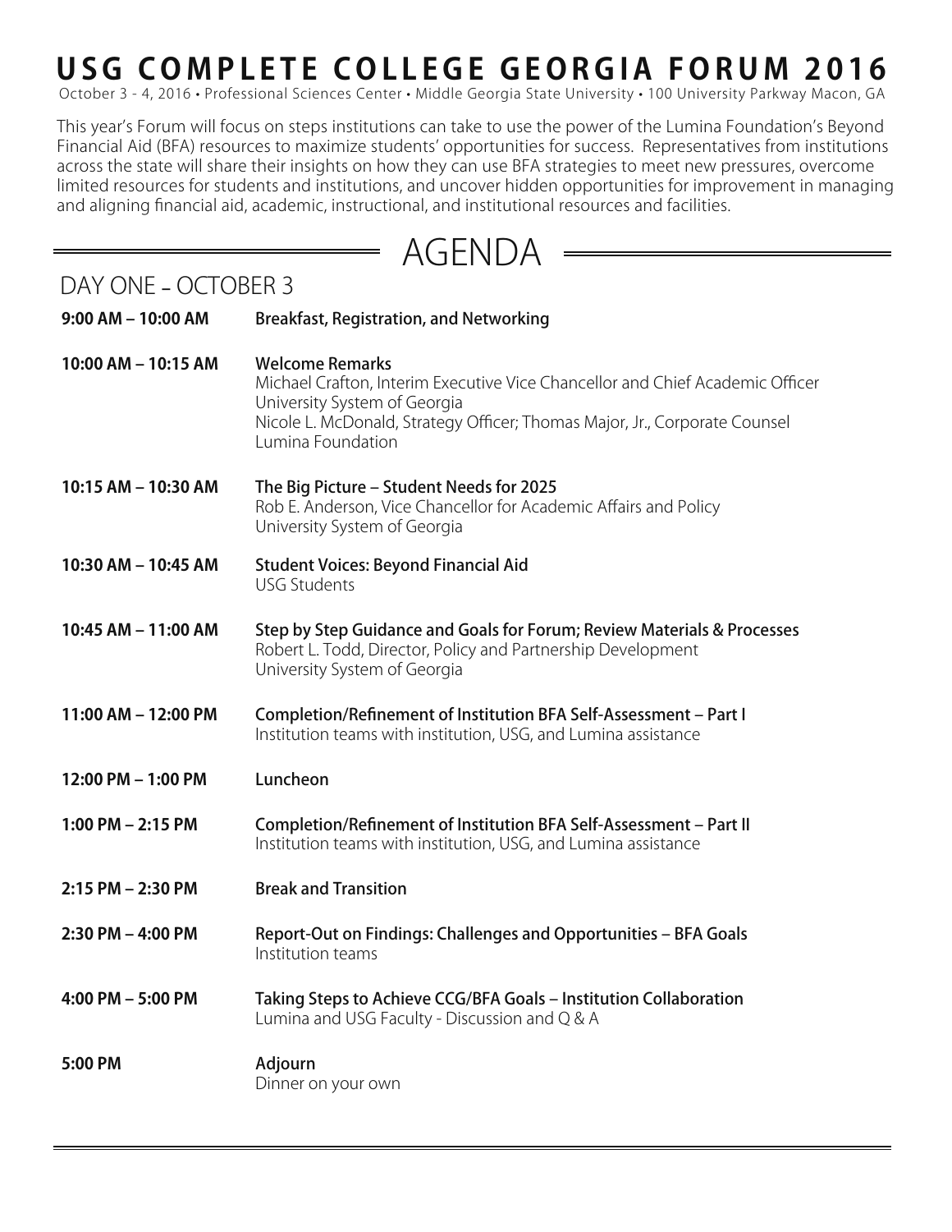# USG COMPLETE COLLEGE GEORGIA FORUM 2016

October 3 - 4, 2016 • Professional Sciences Center • Middle Georgia State University • 100 University Parkway Macon, GA

This year's Forum will focus on steps institutions can take to use the power of the Lumina Foundation's Beyond Financial Aid (BFA) resources to maximize students' opportunities for success. Representatives from institutions across the state will share their insights on how they can use BFA strategies to meet new pressures, overcome limited resources for students and institutions, and uncover hidden opportunities for improvement in managing and aligning financial aid, academic, instructional, and institutional resources and facilities.

## AGENDA

### DAY ONE – OCTOBER 3

**9:00 AM – 10:00 AM** — **Breakfast, Registration, and Networking**

**10:00 AM – 10:15 AM** — **Welcome Remarks**
Michael Crafton, Interim Executive Vice Chancellor and Chief Academic Officer
University System of Georgia
Nicole L. McDonald, Strategy Officer; Thomas Major, Jr., Corporate Counsel
Lumina Foundation

**10:15 AM – 10:30 AM** — **The Big Picture – Student Needs for 2025**
Rob E. Anderson, Vice Chancellor for Academic Affairs and Policy
University System of Georgia

**10:30 AM – 10:45 AM** — **Student Voices: Beyond Financial Aid**
USG Students

**10:45 AM – 11:00 AM** — **Step by Step Guidance and Goals for Forum; Review Materials & Processes**
Robert L. Todd, Director, Policy and Partnership Development
University System of Georgia

**11:00 AM – 12:00 PM** — **Completion/Refinement of Institution BFA Self-Assessment – Part I**
Institution teams with institution, USG, and Lumina assistance

**12:00 PM – 1:00 PM** — **Luncheon**

**1:00 PM – 2:15 PM** — **Completion/Refinement of Institution BFA Self-Assessment – Part II**
Institution teams with institution, USG, and Lumina assistance

**2:15 PM – 2:30 PM** — **Break and Transition**

**2:30 PM – 4:00 PM** — **Report-Out on Findings: Challenges and Opportunities – BFA Goals**
Institution teams

**4:00 PM – 5:00 PM** — **Taking Steps to Achieve CCG/BFA Goals – Institution Collaboration**
Lumina and USG Faculty - Discussion and Q & A

**5:00 PM** — **Adjourn**
Dinner on your own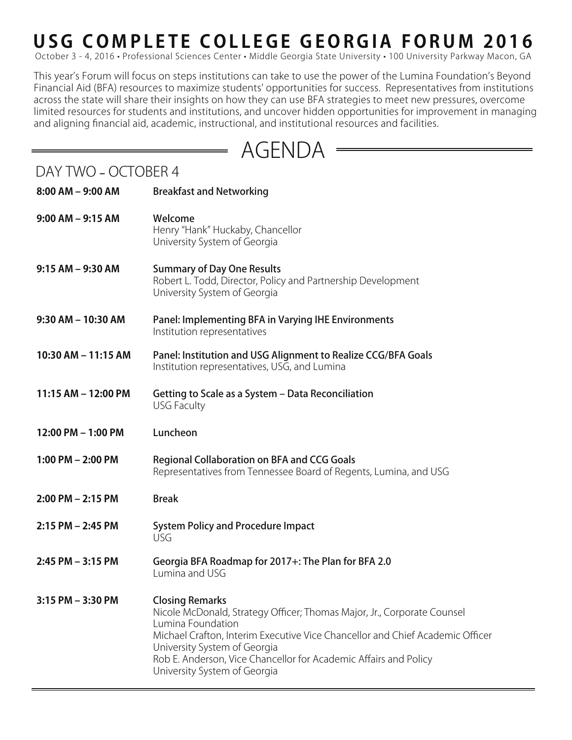# USG COMPLETE COLLEGE GEORGIA FORUM 2016

October 3 - 4, 2016 • Professional Sciences Center • Middle Georgia State University • 100 University Parkway Macon, GA

This year's Forum will focus on steps institutions can take to use the power of the Lumina Foundation's Beyond Financial Aid (BFA) resources to maximize students' opportunities for success. Representatives from institutions across the state will share their insights on how they can use BFA strategies to meet new pressures, overcome limited resources for students and institutions, and uncover hidden opportunities for improvement in managing and aligning financial aid, academic, instructional, and institutional resources and facilities.

## AGENDA

### DAY TWO – OCTOBER 4

| | |
|---|---|
| **8:00 AM – 9:00 AM** | **Breakfast and Networking** |
| **9:00 AM – 9:15 AM** | **Welcome**<br>Henry "Hank" Huckaby, Chancellor<br>University System of Georgia |
| **9:15 AM – 9:30 AM** | **Summary of Day One Results**<br>Robert L. Todd, Director, Policy and Partnership Development<br>University System of Georgia |
| **9:30 AM – 10:30 AM** | **Panel: Implementing BFA in Varying IHE Environments**<br>Institution representatives |
| **10:30 AM – 11:15 AM** | **Panel: Institution and USG Alignment to Realize CCG/BFA Goals**<br>Institution representatives, USG, and Lumina |
| **11:15 AM – 12:00 PM** | **Getting to Scale as a System – Data Reconciliation**<br>USG Faculty |
| **12:00 PM – 1:00 PM** | **Luncheon** |
| **1:00 PM – 2:00 PM** | **Regional Collaboration on BFA and CCG Goals**<br>Representatives from Tennessee Board of Regents, Lumina, and USG |
| **2:00 PM – 2:15 PM** | **Break** |
| **2:15 PM – 2:45 PM** | **System Policy and Procedure Impact**<br>USG |
| **2:45 PM – 3:15 PM** | **Georgia BFA Roadmap for 2017+: The Plan for BFA 2.0**<br>Lumina and USG |
| **3:15 PM – 3:30 PM** | **Closing Remarks**<br>Nicole McDonald, Strategy Officer; Thomas Major, Jr., Corporate Counsel<br>Lumina Foundation<br>Michael Crafton, Interim Executive Vice Chancellor and Chief Academic Officer<br>University System of Georgia<br>Rob E. Anderson, Vice Chancellor for Academic Affairs and Policy<br>University System of Georgia |